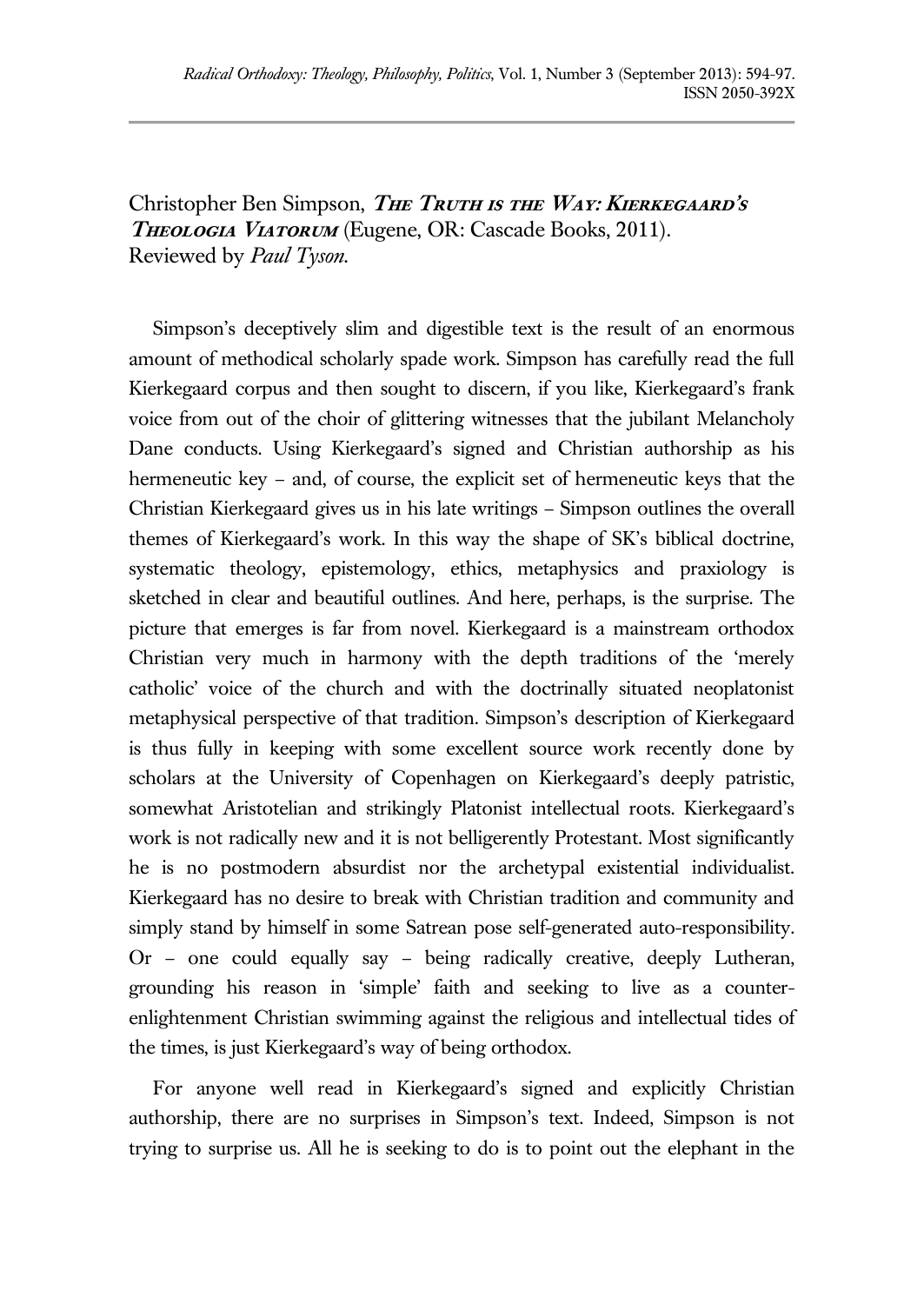Christopher Ben Simpson, ***The Truth is the Way: Kierkegaard's Theologia Viatorum*** (Eugene, OR: Cascade Books, 2011).
Reviewed by *Paul Tyson.*

Simpson's deceptively slim and digestible text is the result of an enormous amount of methodical scholarly spade work. Simpson has carefully read the full Kierkegaard corpus and then sought to discern, if you like, Kierkegaard's frank voice from out of the choir of glittering witnesses that the jubilant Melancholy Dane conducts. Using Kierkegaard's signed and Christian authorship as his hermeneutic key – and, of course, the explicit set of hermeneutic keys that the Christian Kierkegaard gives us in his late writings – Simpson outlines the overall themes of Kierkegaard's work. In this way the shape of SK's biblical doctrine, systematic theology, epistemology, ethics, metaphysics and praxiology is sketched in clear and beautiful outlines. And here, perhaps, is the surprise. The picture that emerges is far from novel. Kierkegaard is a mainstream orthodox Christian very much in harmony with the depth traditions of the 'merely catholic' voice of the church and with the doctrinally situated neoplatonist metaphysical perspective of that tradition. Simpson's description of Kierkegaard is thus fully in keeping with some excellent source work recently done by scholars at the University of Copenhagen on Kierkegaard's deeply patristic, somewhat Aristotelian and strikingly Platonist intellectual roots. Kierkegaard's work is not radically new and it is not belligerently Protestant. Most significantly he is no postmodern absurdist nor the archetypal existential individualist. Kierkegaard has no desire to break with Christian tradition and community and simply stand by himself in some Satrean pose self-generated auto-responsibility. Or – one could equally say – being radically creative, deeply Lutheran, grounding his reason in 'simple' faith and seeking to live as a counter-enlightenment Christian swimming against the religious and intellectual tides of the times, is just Kierkegaard's way of being orthodox.

For anyone well read in Kierkegaard's signed and explicitly Christian authorship, there are no surprises in Simpson's text. Indeed, Simpson is not trying to surprise us. All he is seeking to do is to point out the elephant in the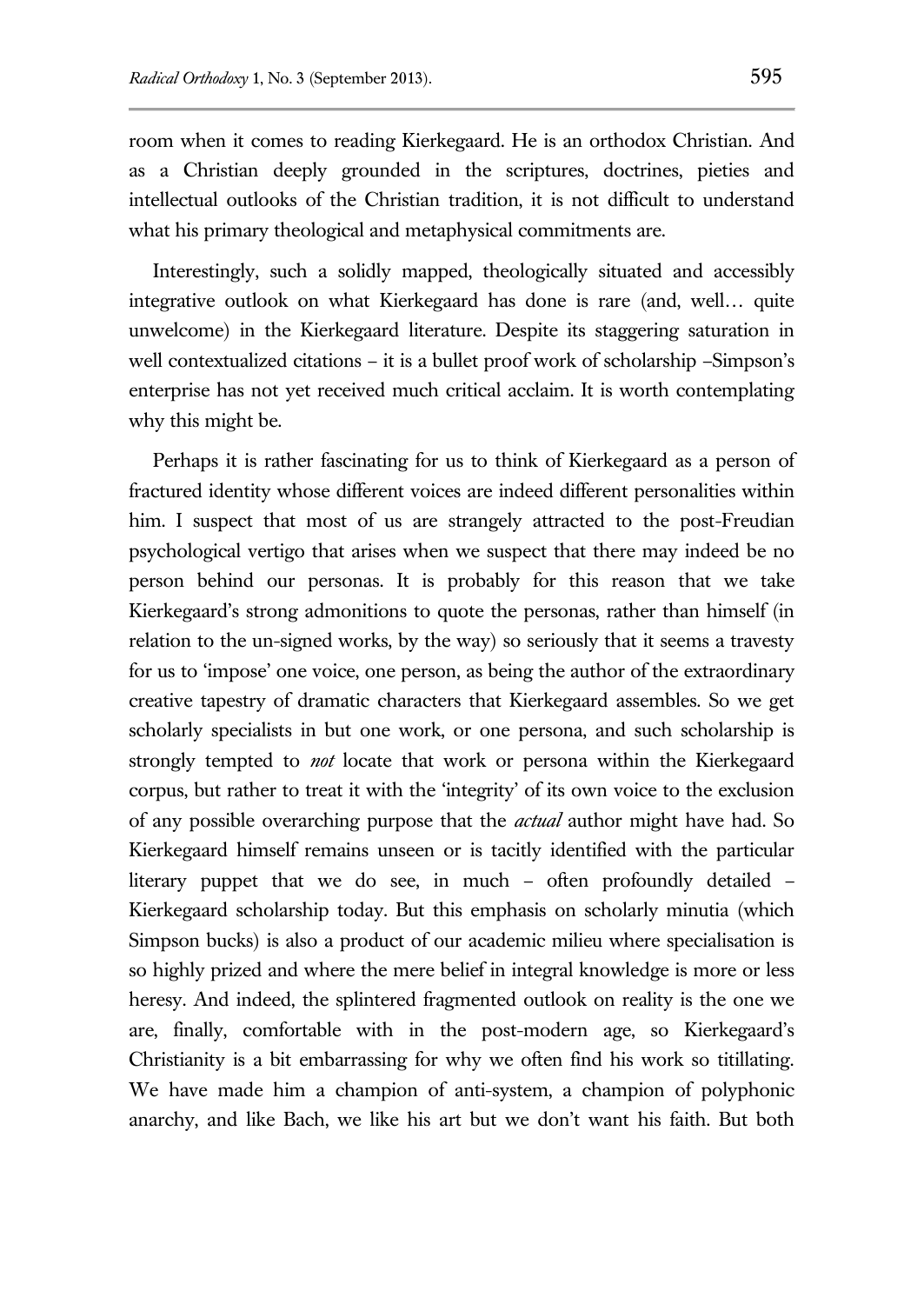room when it comes to reading Kierkegaard. He is an orthodox Christian. And as a Christian deeply grounded in the scriptures, doctrines, pieties and intellectual outlooks of the Christian tradition, it is not difficult to understand what his primary theological and metaphysical commitments are.

Interestingly, such a solidly mapped, theologically situated and accessibly integrative outlook on what Kierkegaard has done is rare (and, well… quite unwelcome) in the Kierkegaard literature. Despite its staggering saturation in well contextualized citations – it is a bullet proof work of scholarship –Simpson's enterprise has not yet received much critical acclaim. It is worth contemplating why this might be.

Perhaps it is rather fascinating for us to think of Kierkegaard as a person of fractured identity whose different voices are indeed different personalities within him. I suspect that most of us are strangely attracted to the post-Freudian psychological vertigo that arises when we suspect that there may indeed be no person behind our personas. It is probably for this reason that we take Kierkegaard's strong admonitions to quote the personas, rather than himself (in relation to the un-signed works, by the way) so seriously that it seems a travesty for us to 'impose' one voice, one person, as being the author of the extraordinary creative tapestry of dramatic characters that Kierkegaard assembles. So we get scholarly specialists in but one work, or one persona, and such scholarship is strongly tempted to *not* locate that work or persona within the Kierkegaard corpus, but rather to treat it with the 'integrity' of its own voice to the exclusion of any possible overarching purpose that the *actual* author might have had. So Kierkegaard himself remains unseen or is tacitly identified with the particular literary puppet that we do see, in much – often profoundly detailed – Kierkegaard scholarship today. But this emphasis on scholarly minutia (which Simpson bucks) is also a product of our academic milieu where specialisation is so highly prized and where the mere belief in integral knowledge is more or less heresy. And indeed, the splintered fragmented outlook on reality is the one we are, finally, comfortable with in the post-modern age, so Kierkegaard's Christianity is a bit embarrassing for why we often find his work so titillating. We have made him a champion of anti-system, a champion of polyphonic anarchy, and like Bach, we like his art but we don't want his faith. But both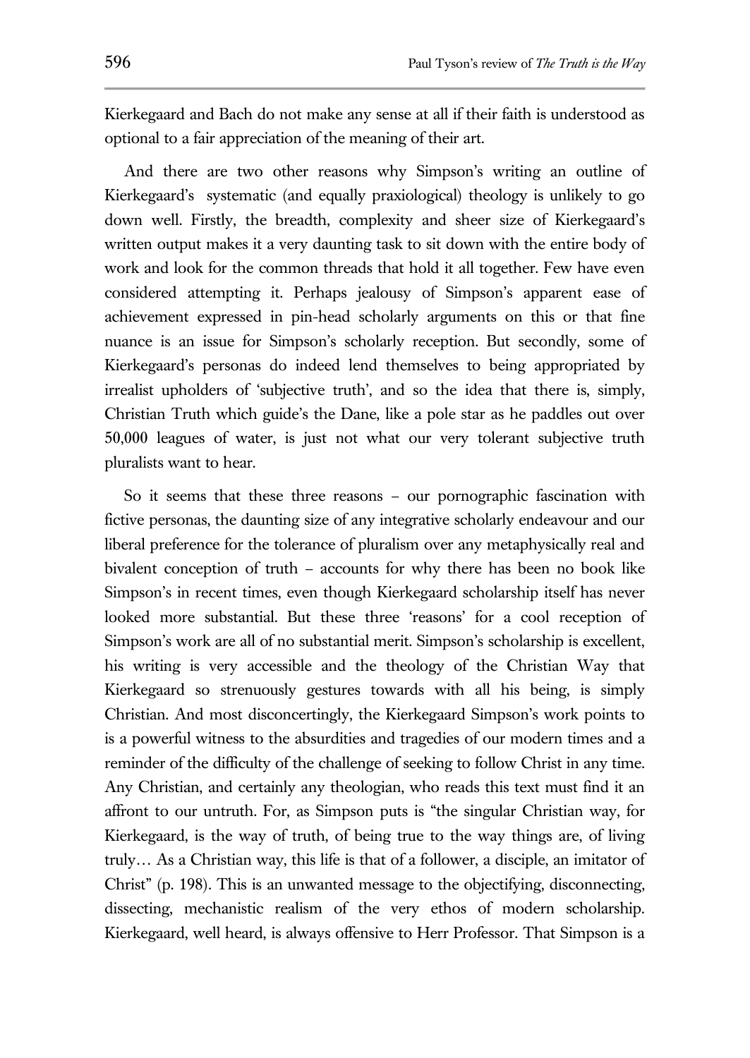Kierkegaard and Bach do not make any sense at all if their faith is understood as optional to a fair appreciation of the meaning of their art.

And there are two other reasons why Simpson's writing an outline of Kierkegaard's systematic (and equally praxiological) theology is unlikely to go down well. Firstly, the breadth, complexity and sheer size of Kierkegaard's written output makes it a very daunting task to sit down with the entire body of work and look for the common threads that hold it all together. Few have even considered attempting it. Perhaps jealousy of Simpson's apparent ease of achievement expressed in pin-head scholarly arguments on this or that fine nuance is an issue for Simpson's scholarly reception. But secondly, some of Kierkegaard's personas do indeed lend themselves to being appropriated by irrealist upholders of 'subjective truth', and so the idea that there is, simply, Christian Truth which guide's the Dane, like a pole star as he paddles out over 50,000 leagues of water, is just not what our very tolerant subjective truth pluralists want to hear.

So it seems that these three reasons – our pornographic fascination with fictive personas, the daunting size of any integrative scholarly endeavour and our liberal preference for the tolerance of pluralism over any metaphysically real and bivalent conception of truth – accounts for why there has been no book like Simpson's in recent times, even though Kierkegaard scholarship itself has never looked more substantial. But these three 'reasons' for a cool reception of Simpson's work are all of no substantial merit. Simpson's scholarship is excellent, his writing is very accessible and the theology of the Christian Way that Kierkegaard so strenuously gestures towards with all his being, is simply Christian. And most disconcertingly, the Kierkegaard Simpson's work points to is a powerful witness to the absurdities and tragedies of our modern times and a reminder of the difficulty of the challenge of seeking to follow Christ in any time. Any Christian, and certainly any theologian, who reads this text must find it an affront to our untruth. For, as Simpson puts is "the singular Christian way, for Kierkegaard, is the way of truth, of being true to the way things are, of living truly… As a Christian way, this life is that of a follower, a disciple, an imitator of Christ" (p. 198). This is an unwanted message to the objectifying, disconnecting, dissecting, mechanistic realism of the very ethos of modern scholarship. Kierkegaard, well heard, is always offensive to Herr Professor. That Simpson is a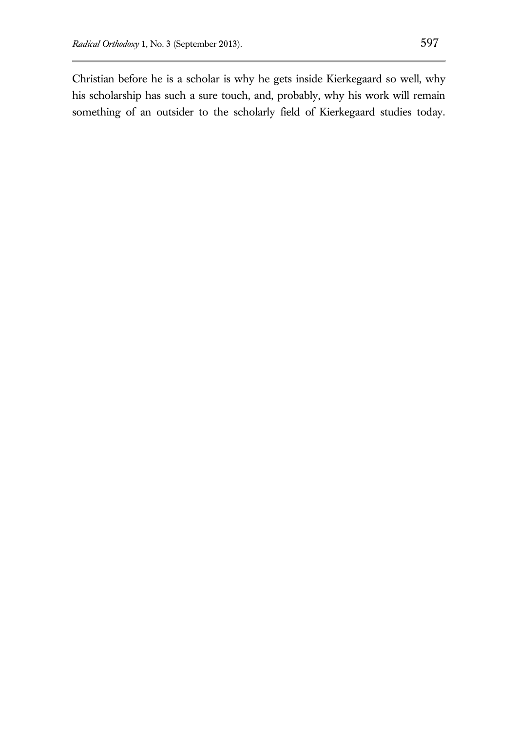Christian before he is a scholar is why he gets inside Kierkegaard so well, why his scholarship has such a sure touch, and, probably, why his work will remain something of an outsider to the scholarly field of Kierkegaard studies today.